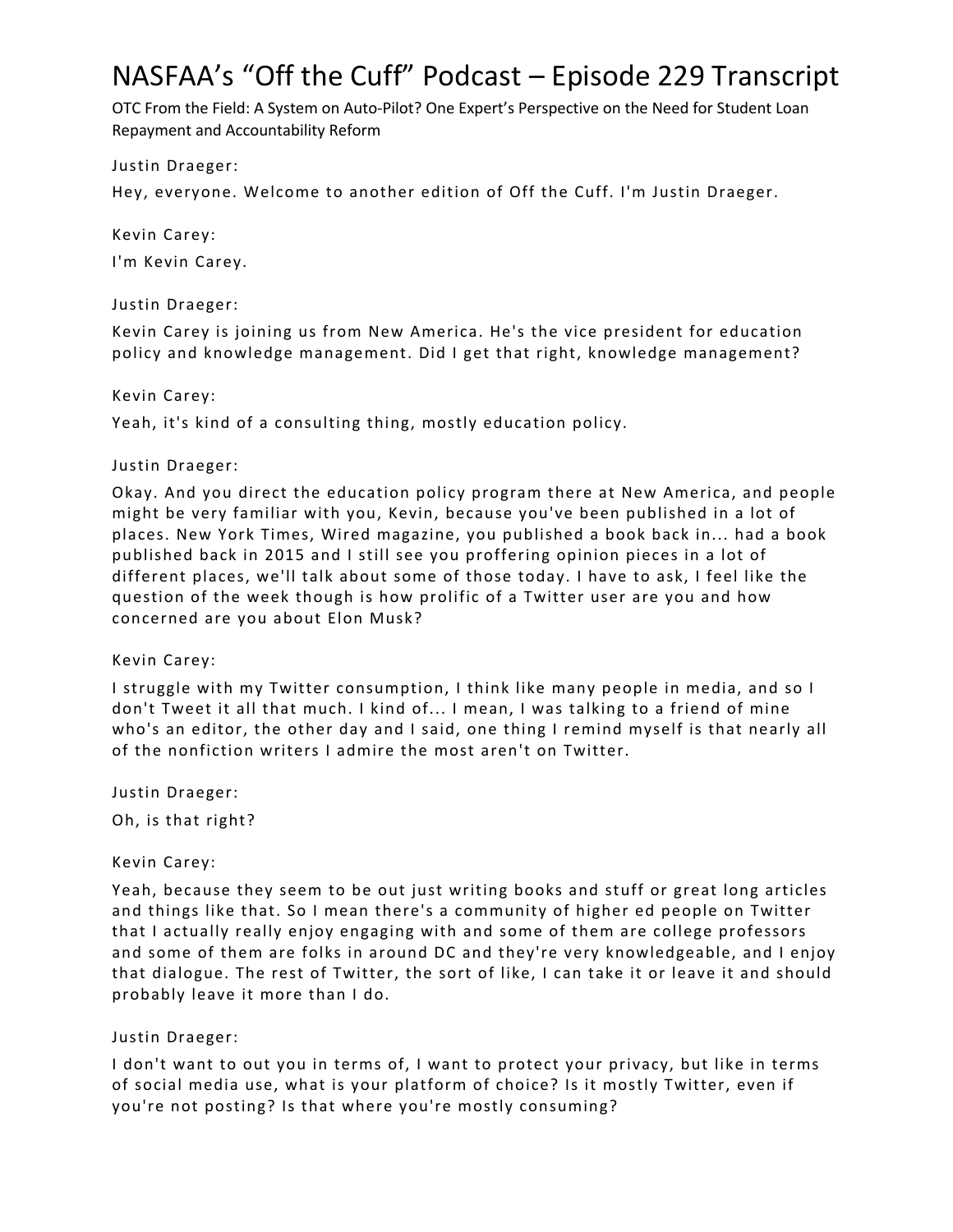# NASFAA's "Off the Cuff" Podcast – Episode 229 Transcript

OTC From the Field: A System on Auto-Pilot? One Expert's Perspective on the Need for Student Loan Repayment and Accountability Reform

Justin Draeger:

Hey, everyone. Welcome to another edition of Off the Cuff. I'm Justin Draeger.

Kevin Carey:

I'm Kevin Carey.

Justin Draeger:

Kevin Carey is joining us from New America. He's the vice president for education policy and knowledge management. Did I get that right, knowledge management?

Kevin Carey:

Yeah, it's kind of a consulting thing, mostly education policy.

Justin Draeger:

Okay. And you direct the education policy program there at New America, and people might be very familiar with you, Kevin, because you've been published in a lot of places. New York Times, Wired magazine, you published a book back in... had a book published back in 2015 and I still see you proffering opinion pieces in a lot of different places, we'll talk about some of those today. I have to ask, I feel like the question of the week though is how prolific of a Twitter user are you and how concerned are you about Elon Musk?

Kevin Carey:

I struggle with my Twitter consumption, I think like many people in media, and so I don't Tweet it all that much. I kind of... I mean, I was talking to a friend of mine who's an editor, the other day and I said, one thing I remind myself is that nearly all of the nonfiction writers I admire the most aren't on Twitter.

Justin Draeger:

Oh, is that right?

Kevin Carey:

Yeah, because they seem to be out just writing books and stuff or great long articles and things like that. So I mean there's a community of higher ed people on Twitter that I actually really enjoy engaging with and some of them are college professors and some of them are folks in around DC and they're very knowledgeable, and I enjoy that dialogue. The rest of Twitter, the sort of like, I can take it or leave it and should probably leave it more than I do.

Justin Draeger:

I don't want to out you in terms of, I want to protect your privacy, but like in terms of social media use, what is your platform of choice? Is it mostly Twitter, even if you're not posting? Is that where you're mostly consuming?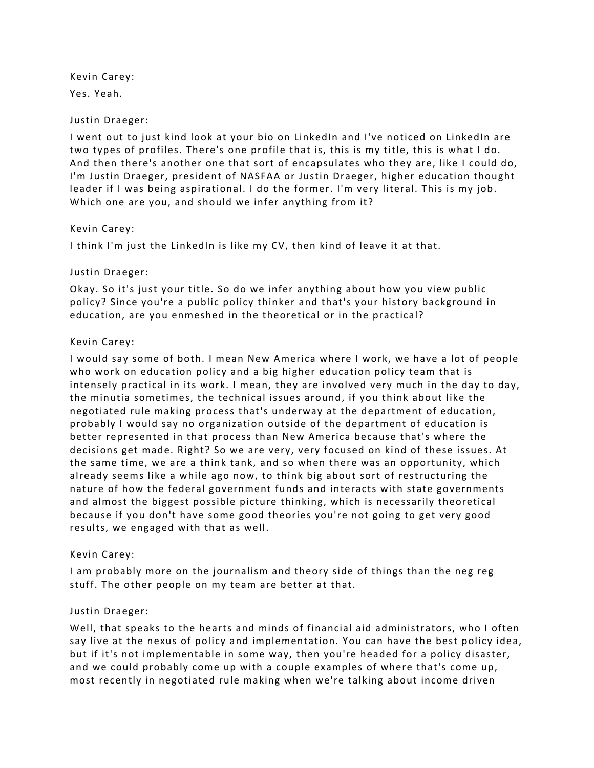Kevin Carey:

Yes. Yeah.

Justin Draeger:

I went out to just kind look at your bio on LinkedIn and I've noticed on LinkedIn are two types of profiles. There's one profile that is, this is my title, this is what I do. And then there's another one that sort of encapsulates who they are, like I could do, I'm Justin Draeger, president of NASFAA or Justin Draeger, higher education thought leader if I was being aspirational. I do the former. I'm very literal. This is my job. Which one are you, and should we infer anything from it?

Kevin Carey:

I think I'm just the LinkedIn is like my CV, then kind of leave it at that.

Justin Draeger:

Okay. So it's just your title. So do we infer anything about how you view public policy? Since you're a public policy thinker and that's your history background in education, are you enmeshed in the theoretical or in the practical?

Kevin Carey:

I would say some of both. I mean New America where I work, we have a lot of people who work on education policy and a big higher education policy team that is intensely practical in its work. I mean, they are involved very much in the day to day, the minutia sometimes, the technical issues around, if you think about like the negotiated rule making process that's underway at the department of education, probably I would say no organization outside of the department of education is better represented in that process than New America because that's where the decisions get made. Right? So we are very, very focused on kind of these issues. At the same time, we are a think tank, and so when there was an opportunity, which already seems like a while ago now, to think big about sort of restructuring the nature of how the federal government funds and interacts with state governments and almost the biggest possible picture thinking, which is necessarily theoretical because if you don't have some good theories you're not going to get very good results, we engaged with that as well.

Kevin Carey:

I am probably more on the journalism and theory side of things than the neg reg stuff. The other people on my team are better at that.

Justin Draeger:

Well, that speaks to the hearts and minds of financial aid administrators, who I often say live at the nexus of policy and implementation. You can have the best policy idea, but if it's not implementable in some way, then you're headed for a policy disaster, and we could probably come up with a couple examples of where that's come up, most recently in negotiated rule making when we're talking about income driven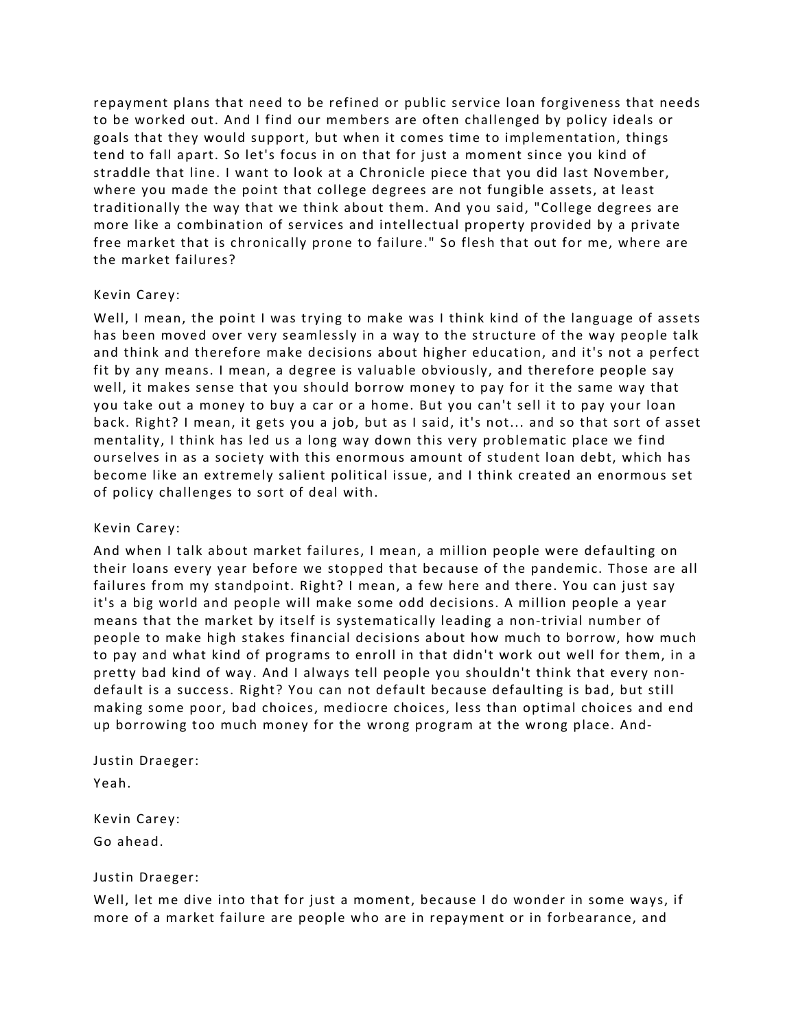repayment plans that need to be refined or public service loan forgiveness that needs to be worked out. And I find our members are often challenged by policy ideals or goals that they would support, but when it comes time to implementation, things tend to fall apart. So let's focus in on that for just a moment since you kind of straddle that line. I want to look at a Chronicle piece that you did last November, where you made the point that college degrees are not fungible assets, at least traditionally the way that we think about them. And you said, "College degrees are more like a combination of services and intellectual property provided by a private free market that is chronically prone to failure." So flesh that out for me, where are the market failures?

Kevin Carey:

Well, I mean, the point I was trying to make was I think kind of the language of assets has been moved over very seamlessly in a way to the structure of the way people talk and think and therefore make decisions about higher education, and it's not a perfect fit by any means. I mean, a degree is valuable obviously, and therefore people say well, it makes sense that you should borrow money to pay for it the same way that you take out a money to buy a car or a home. But you can't sell it to pay your loan back. Right? I mean, it gets you a job, but as I said, it's not... and so that sort of asset mentality, I think has led us a long way down this very problematic place we find ourselves in as a society with this enormous amount of student loan debt, which has become like an extremely salient political issue, and I think created an enormous set of policy challenges to sort of deal with.

Kevin Carey:

And when I talk about market failures, I mean, a million people were defaulting on their loans every year before we stopped that because of the pandemic. Those are all failures from my standpoint. Right? I mean, a few here and there. You can just say it's a big world and people will make some odd decisions. A million people a year means that the market by itself is systematically leading a non-trivial number of people to make high stakes financial decisions about how much to borrow, how much to pay and what kind of programs to enroll in that didn't work out well for them, in a pretty bad kind of way. And I always tell people you shouldn't think that every non-default is a success. Right? You can not default because defaulting is bad, but still making some poor, bad choices, mediocre choices, less than optimal choices and end up borrowing too much money for the wrong program at the wrong place. And-

Justin Draeger:

Yeah.

Kevin Carey:

Go ahead.

Justin Draeger:

Well, let me dive into that for just a moment, because I do wonder in some ways, if more of a market failure are people who are in repayment or in forbearance, and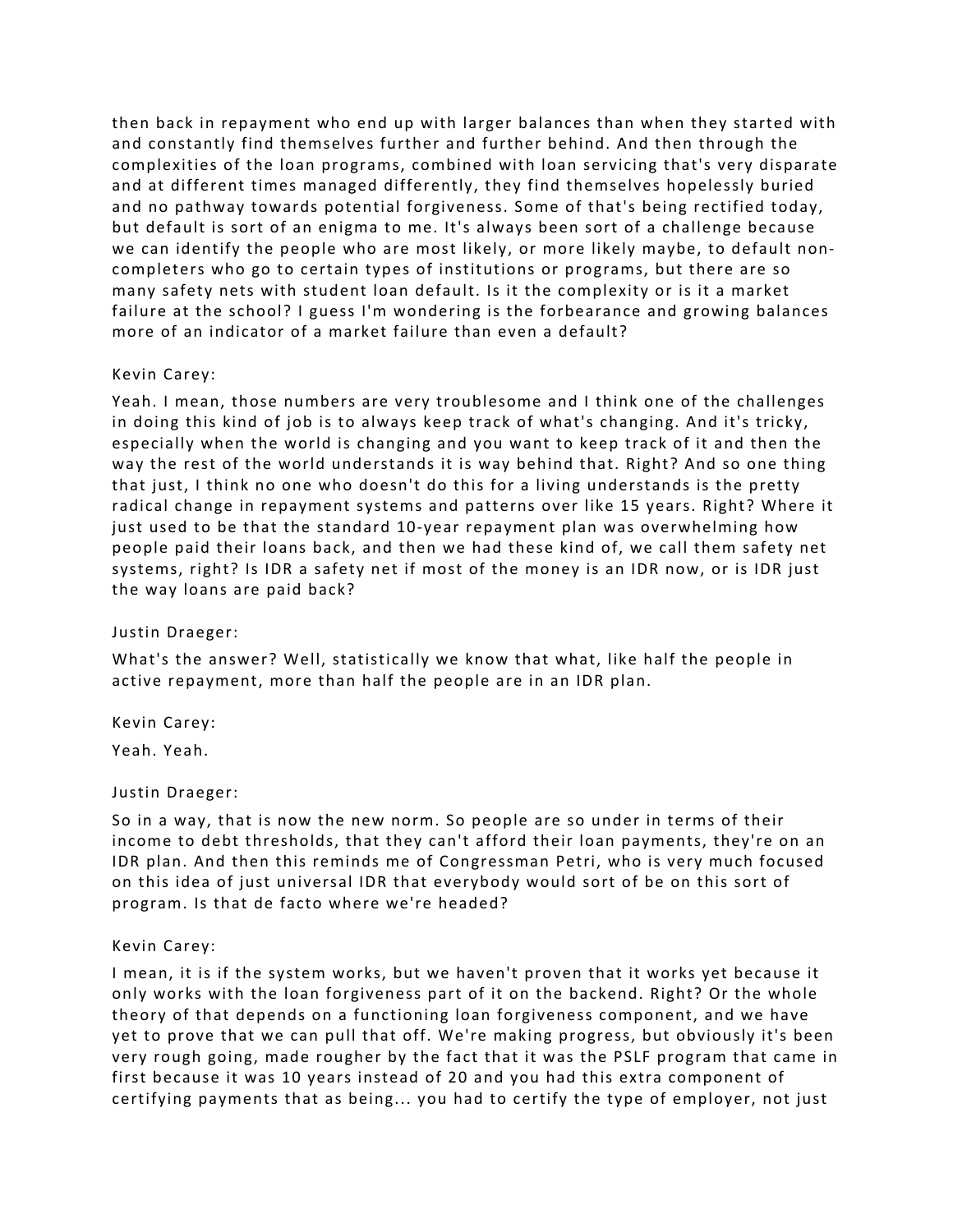then back in repayment who end up with larger balances than when they started with and constantly find themselves further and further behind. And then through the complexities of the loan programs, combined with loan servicing that's very disparate and at different times managed differently, they find themselves hopelessly buried and no pathway towards potential forgiveness. Some of that's being rectified today, but default is sort of an enigma to me. It's always been sort of a challenge because we can identify the people who are most likely, or more likely maybe, to default non-completers who go to certain types of institutions or programs, but there are so many safety nets with student loan default. Is it the complexity or is it a market failure at the school? I guess I'm wondering is the forbearance and growing balances more of an indicator of a market failure than even a default?

Kevin Carey:

Yeah. I mean, those numbers are very troublesome and I think one of the challenges in doing this kind of job is to always keep track of what's changing. And it's tricky, especially when the world is changing and you want to keep track of it and then the way the rest of the world understands it is way behind that. Right? And so one thing that just, I think no one who doesn't do this for a living understands is the pretty radical change in repayment systems and patterns over like 15 years. Right? Where it just used to be that the standard 10-year repayment plan was overwhelming how people paid their loans back, and then we had these kind of, we call them safety net systems, right? Is IDR a safety net if most of the money is an IDR now, or is IDR just the way loans are paid back?

Justin Draeger:

What's the answer? Well, statistically we know that what, like half the people in active repayment, more than half the people are in an IDR plan.

Kevin Carey:

Yeah. Yeah.

Justin Draeger:

So in a way, that is now the new norm. So people are so under in terms of their income to debt thresholds, that they can't afford their loan payments, they're on an IDR plan. And then this reminds me of Congressman Petri, who is very much focused on this idea of just universal IDR that everybody would sort of be on this sort of program. Is that de facto where we're headed?

Kevin Carey:

I mean, it is if the system works, but we haven't proven that it works yet because it only works with the loan forgiveness part of it on the backend. Right? Or the whole theory of that depends on a functioning loan forgiveness component, and we have yet to prove that we can pull that off. We're making progress, but obviously it's been very rough going, made rougher by the fact that it was the PSLF program that came in first because it was 10 years instead of 20 and you had this extra component of certifying payments that as being... you had to certify the type of employer, not just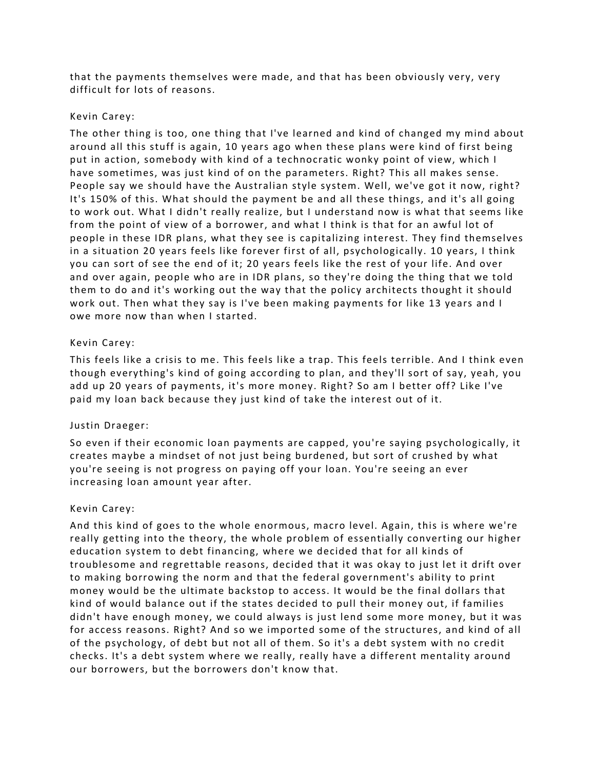that the payments themselves were made, and that has been obviously very, very difficult for lots of reasons.

Kevin Carey:

The other thing is too, one thing that I've learned and kind of changed my mind about around all this stuff is again, 10 years ago when these plans were kind of first being put in action, somebody with kind of a technocratic wonky point of view, which I have sometimes, was just kind of on the parameters. Right? This all makes sense. People say we should have the Australian style system. Well, we've got it now, right? It's 150% of this. What should the payment be and all these things, and it's all going to work out. What I didn't really realize, but I understand now is what that seems like from the point of view of a borrower, and what I think is that for an awful lot of people in these IDR plans, what they see is capitalizing interest. They find themselves in a situation 20 years feels like forever first of all, psychologically. 10 years, I think you can sort of see the end of it; 20 years feels like the rest of your life. And over and over again, people who are in IDR plans, so they're doing the thing that we told them to do and it's working out the way that the policy architects thought it should work out. Then what they say is I've been making payments for like 13 years and I owe more now than when I started.

Kevin Carey:

This feels like a crisis to me. This feels like a trap. This feels terrible. And I think even though everything's kind of going according to plan, and they'll sort of say, yeah, you add up 20 years of payments, it's more money. Right? So am I better off? Like I've paid my loan back because they just kind of take the interest out of it.

Justin Draeger:

So even if their economic loan payments are capped, you're saying psychologically, it creates maybe a mindset of not just being burdened, but sort of crushed by what you're seeing is not progress on paying off your loan. You're seeing an ever increasing loan amount year after.

Kevin Carey:

And this kind of goes to the whole enormous, macro level. Again, this is where we're really getting into the theory, the whole problem of essentially converting our higher education system to debt financing, where we decided that for all kinds of troublesome and regrettable reasons, decided that it was okay to just let it drift over to making borrowing the norm and that the federal government's ability to print money would be the ultimate backstop to access. It would be the final dollars that kind of would balance out if the states decided to pull their money out, if families didn't have enough money, we could always is just lend some more money, but it was for access reasons. Right? And so we imported some of the structures, and kind of all of the psychology, of debt but not all of them. So it's a debt system with no credit checks. It's a debt system where we really, really have a different mentality around our borrowers, but the borrowers don't know that.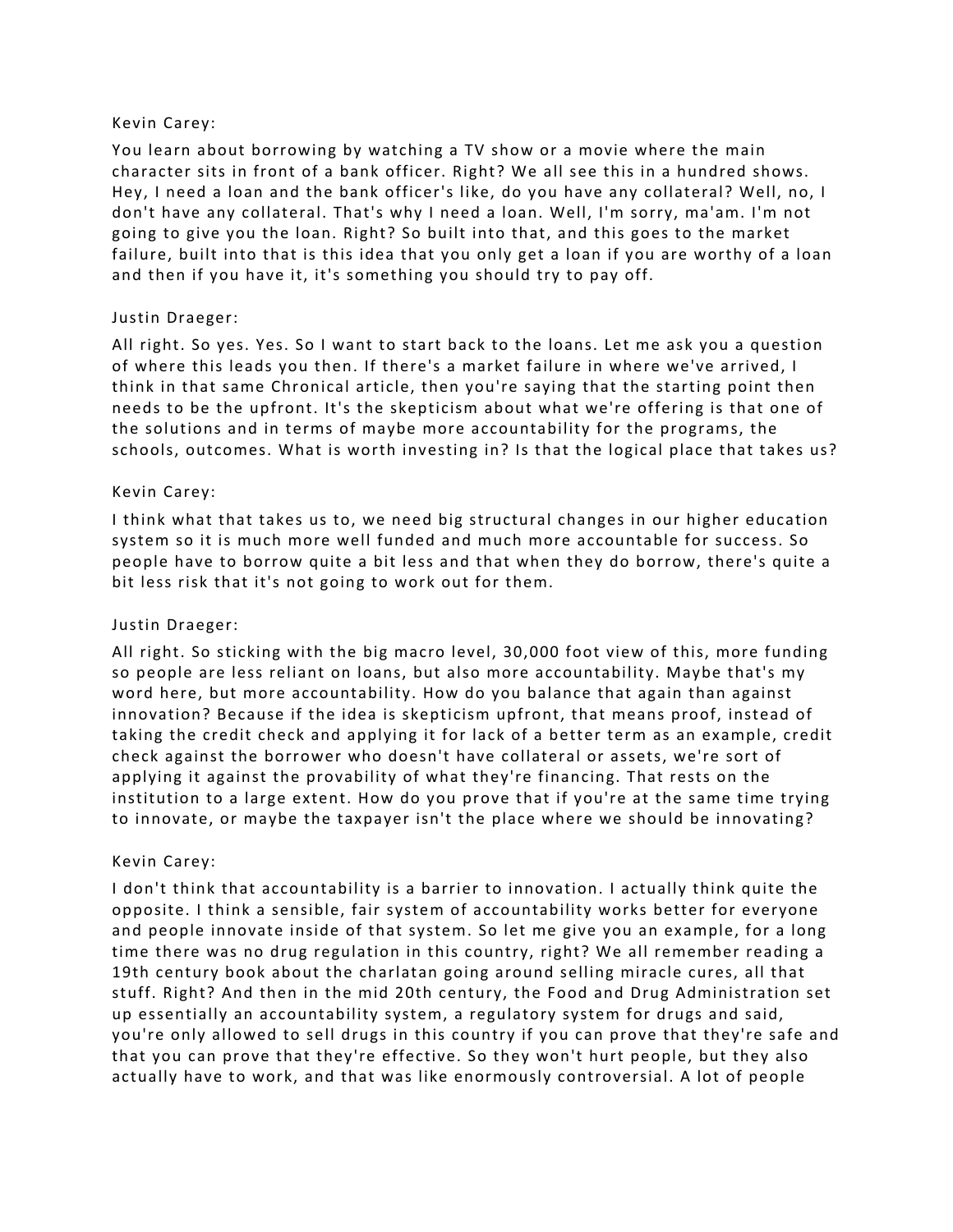Kevin Carey:

You learn about borrowing by watching a TV show or a movie where the main character sits in front of a bank officer. Right? We all see this in a hundred shows. Hey, I need a loan and the bank officer's like, do you have any collateral? Well, no, I don't have any collateral. That's why I need a loan. Well, I'm sorry, ma'am. I'm not going to give you the loan. Right? So built into that, and this goes to the market failure, built into that is this idea that you only get a loan if you are worthy of a loan and then if you have it, it's something you should try to pay off.

Justin Draeger:

All right. So yes. Yes. So I want to start back to the loans. Let me ask you a question of where this leads you then. If there's a market failure in where we've arrived, I think in that same Chronical article, then you're saying that the starting point then needs to be the upfront. It's the skepticism about what we're offering is that one of the solutions and in terms of maybe more accountability for the programs, the schools, outcomes. What is worth investing in? Is that the logical place that takes us?

Kevin Carey:

I think what that takes us to, we need big structural changes in our higher education system so it is much more well funded and much more accountable for success. So people have to borrow quite a bit less and that when they do borrow, there's quite a bit less risk that it's not going to work out for them.

Justin Draeger:

All right. So sticking with the big macro level, 30,000 foot view of this, more funding so people are less reliant on loans, but also more accountability. Maybe that's my word here, but more accountability. How do you balance that again than against innovation? Because if the idea is skepticism upfront, that means proof, instead of taking the credit check and applying it for lack of a better term as an example, credit check against the borrower who doesn't have collateral or assets, we're sort of applying it against the provability of what they're financing. That rests on the institution to a large extent. How do you prove that if you're at the same time trying to innovate, or maybe the taxpayer isn't the place where we should be innovating?

Kevin Carey:

I don't think that accountability is a barrier to innovation. I actually think quite the opposite. I think a sensible, fair system of accountability works better for everyone and people innovate inside of that system. So let me give you an example, for a long time there was no drug regulation in this country, right? We all remember reading a 19th century book about the charlatan going around selling miracle cures, all that stuff. Right? And then in the mid 20th century, the Food and Drug Administration set up essentially an accountability system, a regulatory system for drugs and said, you're only allowed to sell drugs in this country if you can prove that they're safe and that you can prove that they're effective. So they won't hurt people, but they also actually have to work, and that was like enormously controversial. A lot of people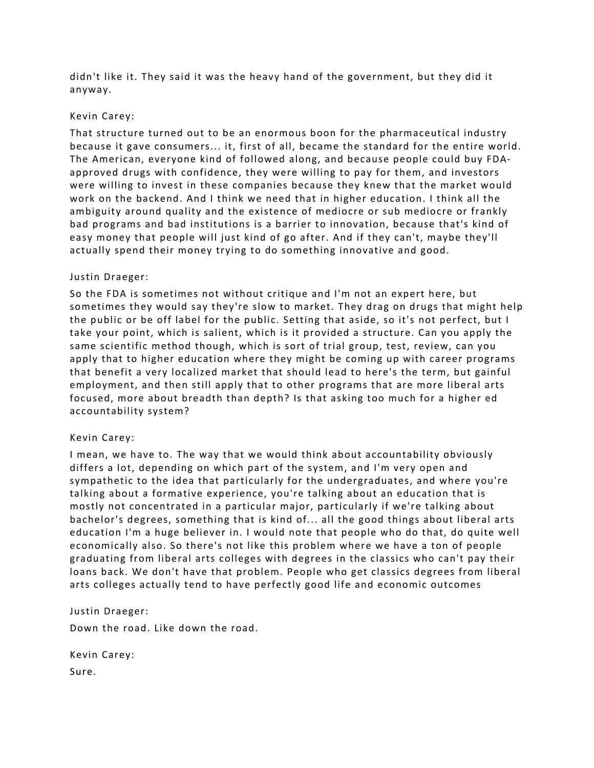didn't like it. They said it was the heavy hand of the government, but they did it anyway.

Kevin Carey:

That structure turned out to be an enormous boon for the pharmaceutical industry because it gave consumers... it, first of all, became the standard for the entire world. The American, everyone kind of followed along, and because people could buy FDA-approved drugs with confidence, they were willing to pay for them, and investors were willing to invest in these companies because they knew that the market would work on the backend. And I think we need that in higher education. I think all the ambiguity around quality and the existence of mediocre or sub mediocre or frankly bad programs and bad institutions is a barrier to innovation, because that's kind of easy money that people will just kind of go after. And if they can't, maybe they'll actually spend their money trying to do something innovative and good.

Justin Draeger:

So the FDA is sometimes not without critique and I'm not an expert here, but sometimes they would say they're slow to market. They drag on drugs that might help the public or be off label for the public. Setting that aside, so it's not perfect, but I take your point, which is salient, which is it provided a structure. Can you apply the same scientific method though, which is sort of trial group, test, review, can you apply that to higher education where they might be coming up with career programs that benefit a very localized market that should lead to here's the term, but gainful employment, and then still apply that to other programs that are more liberal arts focused, more about breadth than depth? Is that asking too much for a higher ed accountability system?

Kevin Carey:

I mean, we have to. The way that we would think about accountability obviously differs a lot, depending on which part of the system, and I'm very open and sympathetic to the idea that particularly for the undergraduates, and where you're talking about a formative experience, you're talking about an education that is mostly not concentrated in a particular major, particularly if we're talking about bachelor's degrees, something that is kind of... all the good things about liberal arts education I'm a huge believer in. I would note that people who do that, do quite well economically also. So there's not like this problem where we have a ton of people graduating from liberal arts colleges with degrees in the classics who can't pay their loans back. We don't have that problem. People who get classics degrees from liberal arts colleges actually tend to have perfectly good life and economic outcomes

Justin Draeger:

Down the road. Like down the road.

Kevin Carey:

Sure.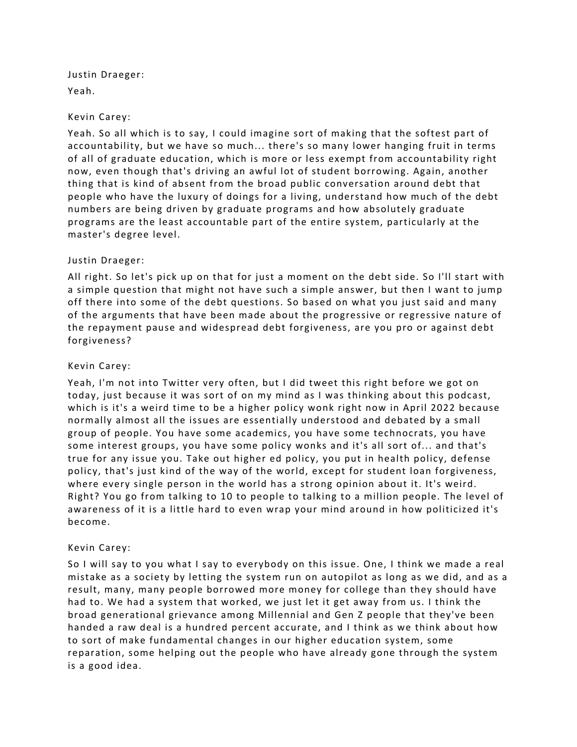Justin Draeger:

Yeah.

Kevin Carey:

Yeah. So all which is to say, I could imagine sort of making that the softest part of accountability, but we have so much... there's so many lower hanging fruit in terms of all of graduate education, which is more or less exempt from accountability right now, even though that's driving an awful lot of student borrowing. Again, another thing that is kind of absent from the broad public conversation around debt that people who have the luxury of doings for a living, understand how much of the debt numbers are being driven by graduate programs and how absolutely graduate programs are the least accountable part of the entire system, particularly at the master's degree level.

Justin Draeger:

All right. So let's pick up on that for just a moment on the debt side. So I'll start with a simple question that might not have such a simple answer, but then I want to jump off there into some of the debt questions. So based on what you just said and many of the arguments that have been made about the progressive or regressive nature of the repayment pause and widespread debt forgiveness, are you pro or against debt forgiveness?

Kevin Carey:

Yeah, I'm not into Twitter very often, but I did tweet this right before we got on today, just because it was sort of on my mind as I was thinking about this podcast, which is it's a weird time to be a higher policy wonk right now in April 2022 because normally almost all the issues are essentially understood and debated by a small group of people. You have some academics, you have some technocrats, you have some interest groups, you have some policy wonks and it's all sort of... and that's true for any issue you. Take out higher ed policy, you put in health policy, defense policy, that's just kind of the way of the world, except for student loan forgiveness, where every single person in the world has a strong opinion about it. It's weird. Right? You go from talking to 10 to people to talking to a million people. The level of awareness of it is a little hard to even wrap your mind around in how politicized it's become.

Kevin Carey:

So I will say to you what I say to everybody on this issue. One, I think we made a real mistake as a society by letting the system run on autopilot as long as we did, and as a result, many, many people borrowed more money for college than they should have had to. We had a system that worked, we just let it get away from us. I think the broad generational grievance among Millennial and Gen Z people that they've been handed a raw deal is a hundred percent accurate, and I think as we think about how to sort of make fundamental changes in our higher education system, some reparation, some helping out the people who have already gone through the system is a good idea.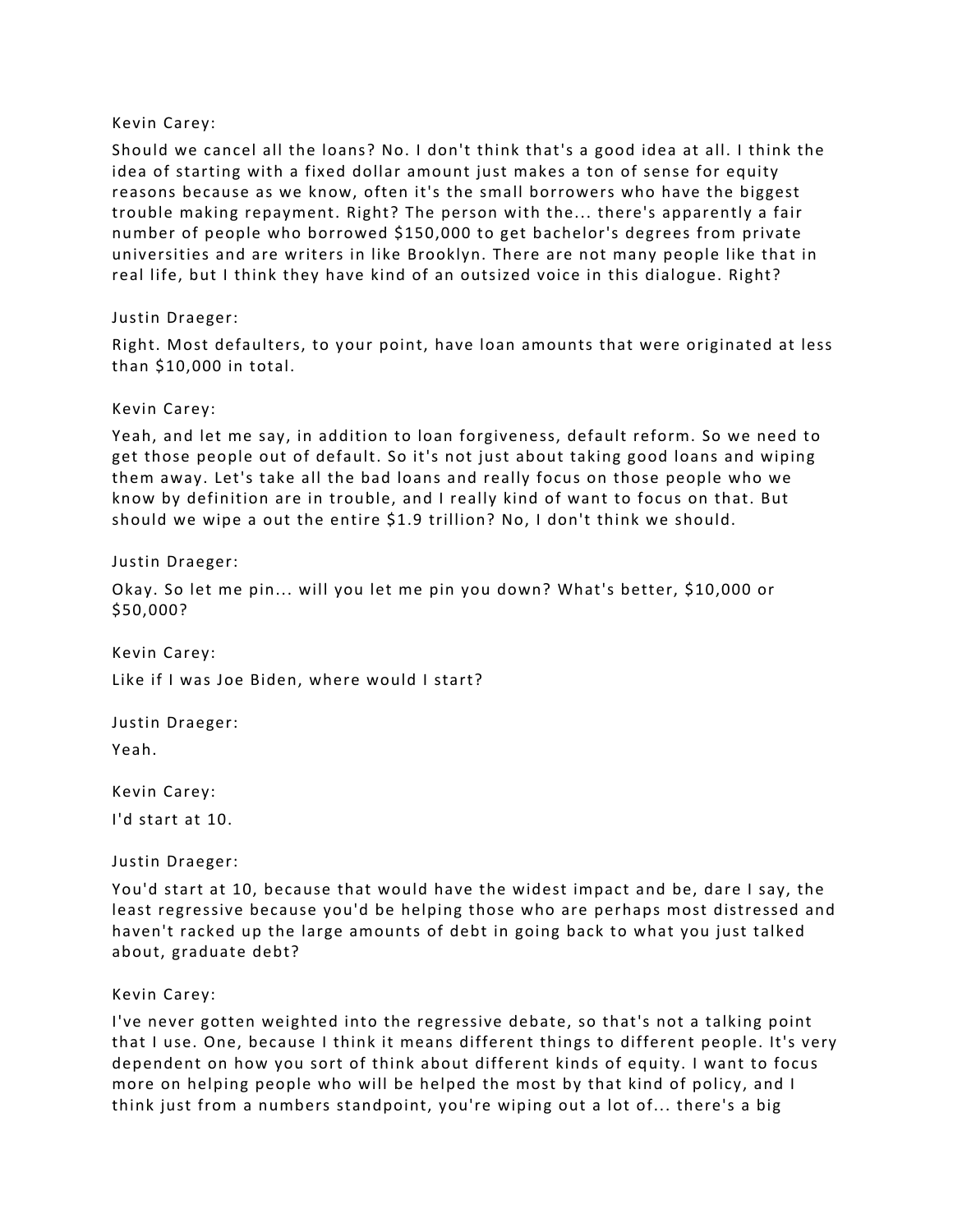Kevin Carey:

Should we cancel all the loans? No. I don't think that's a good idea at all. I think the idea of starting with a fixed dollar amount just makes a ton of sense for equity reasons because as we know, often it's the small borrowers who have the biggest trouble making repayment. Right? The person with the... there's apparently a fair number of people who borrowed $150,000 to get bachelor's degrees from private universities and are writers in like Brooklyn. There are not many people like that in real life, but I think they have kind of an outsized voice in this dialogue. Right?

Justin Draeger:

Right. Most defaulters, to your point, have loan amounts that were originated at less than $10,000 in total.

Kevin Carey:

Yeah, and let me say, in addition to loan forgiveness, default reform. So we need to get those people out of default. So it's not just about taking good loans and wiping them away. Let's take all the bad loans and really focus on those people who we know by definition are in trouble, and I really kind of want to focus on that. But should we wipe a out the entire $1.9 trillion? No, I don't think we should.

Justin Draeger:

Okay. So let me pin... will you let me pin you down? What's better, $10,000 or $50,000?

Kevin Carey:

Like if I was Joe Biden, where would I start?

Justin Draeger:

Yeah.

Kevin Carey:

I'd start at 10.

Justin Draeger:

You'd start at 10, because that would have the widest impact and be, dare I say, the least regressive because you'd be helping those who are perhaps most distressed and haven't racked up the large amounts of debt in going back to what you just talked about, graduate debt?

Kevin Carey:

I've never gotten weighted into the regressive debate, so that's not a talking point that I use. One, because I think it means different things to different people. It's very dependent on how you sort of think about different kinds of equity. I want to focus more on helping people who will be helped the most by that kind of policy, and I think just from a numbers standpoint, you're wiping out a lot of... there's a big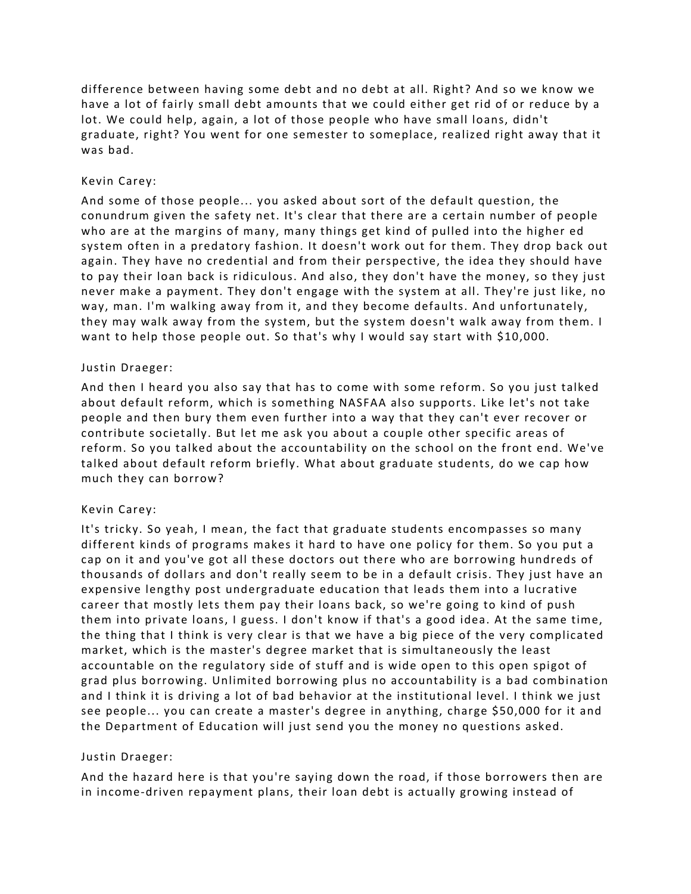difference between having some debt and no debt at all. Right? And so we know we have a lot of fairly small debt amounts that we could either get rid of or reduce by a lot. We could help, again, a lot of those people who have small loans, didn't graduate, right? You went for one semester to someplace, realized right away that it was bad.

Kevin Carey:

And some of those people... you asked about sort of the default question, the conundrum given the safety net. It's clear that there are a certain number of people who are at the margins of many, many things get kind of pulled into the higher ed system often in a predatory fashion. It doesn't work out for them. They drop back out again. They have no credential and from their perspective, the idea they should have to pay their loan back is ridiculous. And also, they don't have the money, so they just never make a payment. They don't engage with the system at all. They're just like, no way, man. I'm walking away from it, and they become defaults. And unfortunately, they may walk away from the system, but the system doesn't walk away from them. I want to help those people out. So that's why I would say start with $10,000.

Justin Draeger:

And then I heard you also say that has to come with some reform. So you just talked about default reform, which is something NASFAA also supports. Like let's not take people and then bury them even further into a way that they can't ever recover or contribute societally. But let me ask you about a couple other specific areas of reform. So you talked about the accountability on the school on the front end. We've talked about default reform briefly. What about graduate students, do we cap how much they can borrow?

Kevin Carey:

It's tricky. So yeah, I mean, the fact that graduate students encompasses so many different kinds of programs makes it hard to have one policy for them. So you put a cap on it and you've got all these doctors out there who are borrowing hundreds of thousands of dollars and don't really seem to be in a default crisis. They just have an expensive lengthy post undergraduate education that leads them into a lucrative career that mostly lets them pay their loans back, so we're going to kind of push them into private loans, I guess. I don't know if that's a good idea. At the same time, the thing that I think is very clear is that we have a big piece of the very complicated market, which is the master's degree market that is simultaneously the least accountable on the regulatory side of stuff and is wide open to this open spigot of grad plus borrowing. Unlimited borrowing plus no accountability is a bad combination and I think it is driving a lot of bad behavior at the institutional level. I think we just see people... you can create a master's degree in anything, charge $50,000 for it and the Department of Education will just send you the money no questions asked.

Justin Draeger:

And the hazard here is that you're saying down the road, if those borrowers then are in income-driven repayment plans, their loan debt is actually growing instead of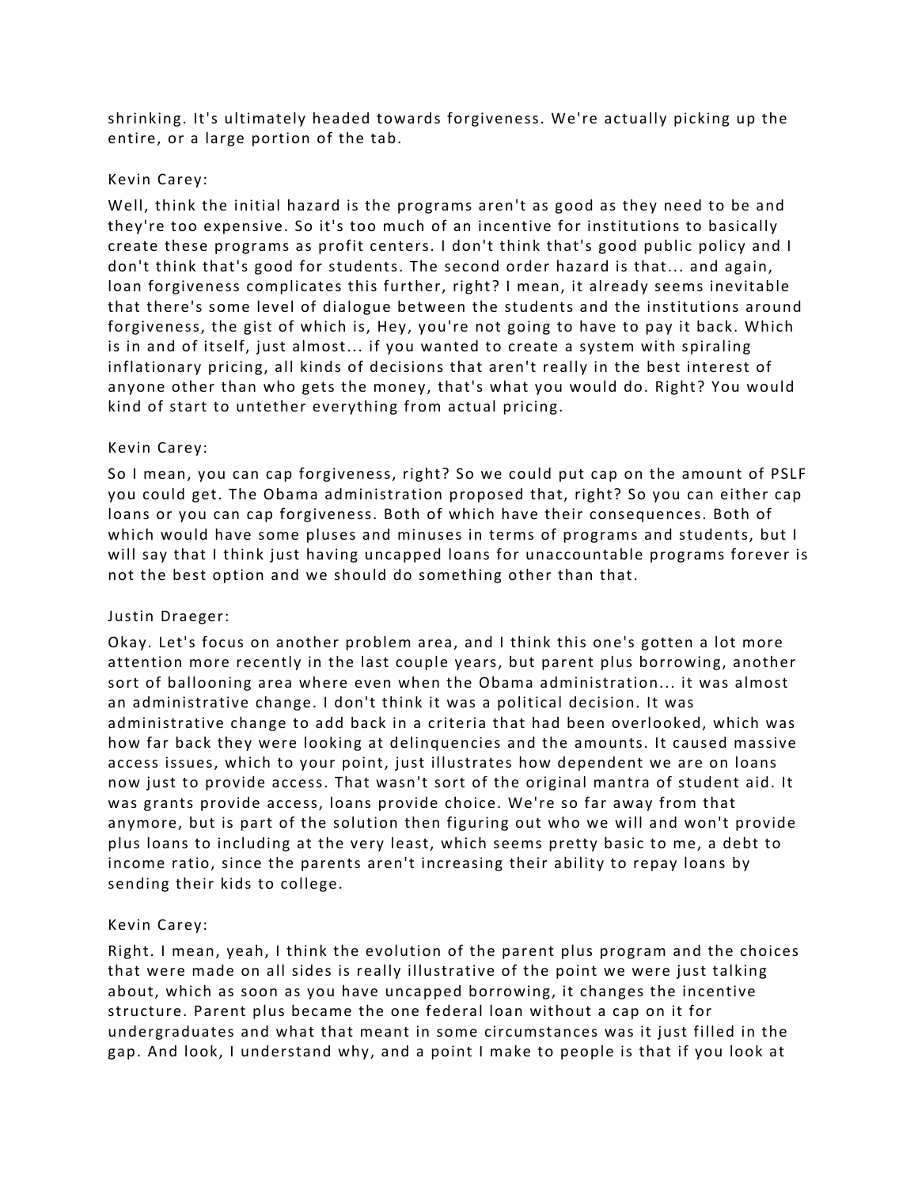shrinking. It's ultimately headed towards forgiveness. We're actually picking up the entire, or a large portion of the tab.

Kevin Carey:

Well, think the initial hazard is the programs aren't as good as they need to be and they're too expensive. So it's too much of an incentive for institutions to basically create these programs as profit centers. I don't think that's good public policy and I don't think that's good for students. The second order hazard is that... and again, loan forgiveness complicates this further, right? I mean, it already seems inevitable that there's some level of dialogue between the students and the institutions around forgiveness, the gist of which is, Hey, you're not going to have to pay it back. Which is in and of itself, just almost... if you wanted to create a system with spiraling inflationary pricing, all kinds of decisions that aren't really in the best interest of anyone other than who gets the money, that's what you would do. Right? You would kind of start to untether everything from actual pricing.

Kevin Carey:

So I mean, you can cap forgiveness, right? So we could put cap on the amount of PSLF you could get. The Obama administration proposed that, right? So you can either cap loans or you can cap forgiveness. Both of which have their consequences. Both of which would have some pluses and minuses in terms of programs and students, but I will say that I think just having uncapped loans for unaccountable programs forever is not the best option and we should do something other than that.

Justin Draeger:

Okay. Let's focus on another problem area, and I think this one's gotten a lot more attention more recently in the last couple years, but parent plus borrowing, another sort of ballooning area where even when the Obama administration... it was almost an administrative change. I don't think it was a political decision. It was administrative change to add back in a criteria that had been overlooked, which was how far back they were looking at delinquencies and the amounts. It caused massive access issues, which to your point, just illustrates how dependent we are on loans now just to provide access. That wasn't sort of the original mantra of student aid. It was grants provide access, loans provide choice. We're so far away from that anymore, but is part of the solution then figuring out who we will and won't provide plus loans to including at the very least, which seems pretty basic to me, a debt to income ratio, since the parents aren't increasing their ability to repay loans by sending their kids to college.

Kevin Carey:

Right. I mean, yeah, I think the evolution of the parent plus program and the choices that were made on all sides is really illustrative of the point we were just talking about, which as soon as you have uncapped borrowing, it changes the incentive structure. Parent plus became the one federal loan without a cap on it for undergraduates and what that meant in some circumstances was it just filled in the gap. And look, I understand why, and a point I make to people is that if you look at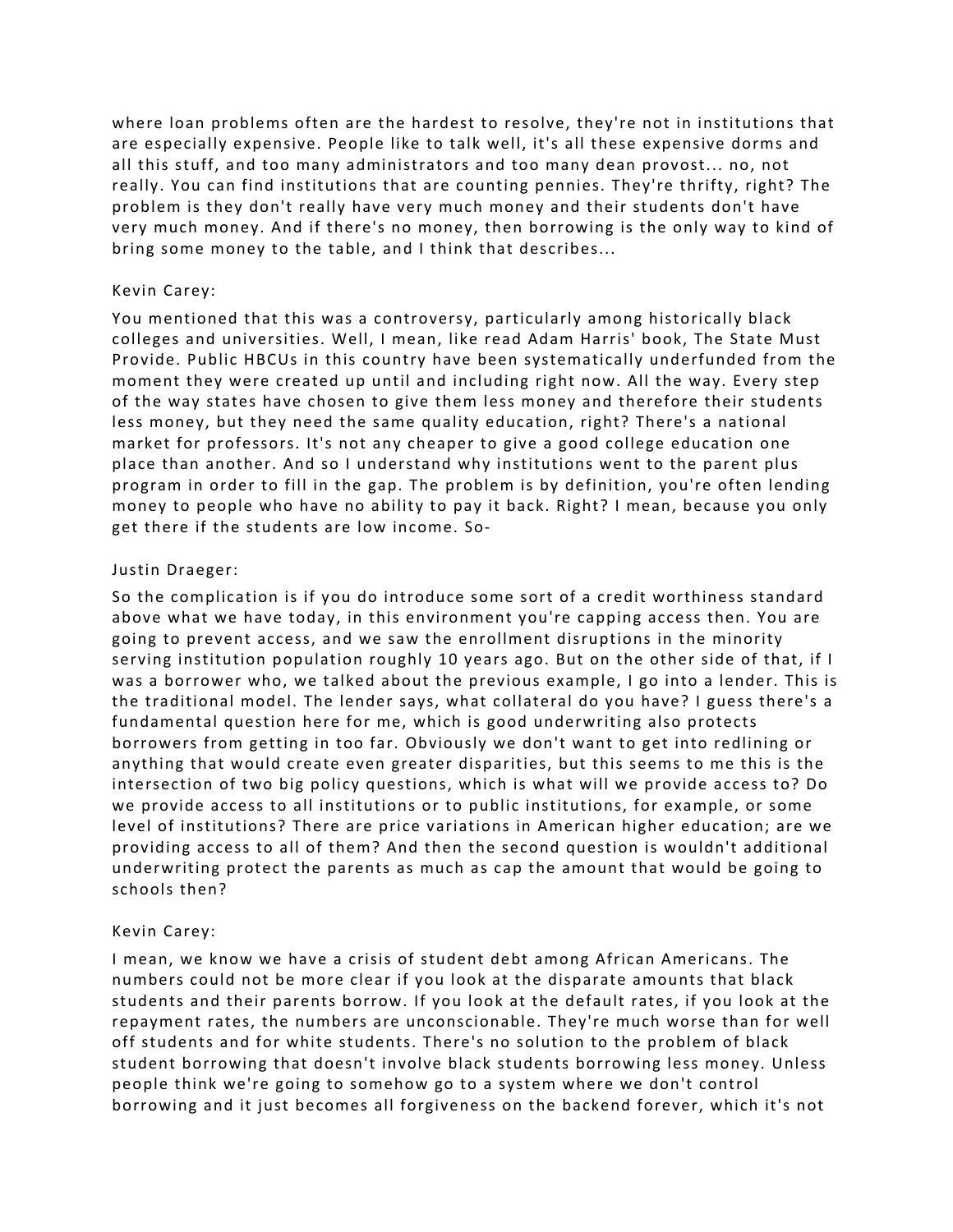where loan problems often are the hardest to resolve, they're not in institutions that are especially expensive. People like to talk well, it's all these expensive dorms and all this stuff, and too many administrators and too many dean provost... no, not really. You can find institutions that are counting pennies. They're thrifty, right? The problem is they don't really have very much money and their students don't have very much money. And if there's no money, then borrowing is the only way to kind of bring some money to the table, and I think that describes...

Kevin Carey:

You mentioned that this was a controversy, particularly among historically black colleges and universities. Well, I mean, like read Adam Harris' book, The State Must Provide. Public HBCUs in this country have been systematically underfunded from the moment they were created up until and including right now. All the way. Every step of the way states have chosen to give them less money and therefore their students less money, but they need the same quality education, right? There's a national market for professors. It's not any cheaper to give a good college education one place than another. And so I understand why institutions went to the parent plus program in order to fill in the gap. The problem is by definition, you're often lending money to people who have no ability to pay it back. Right? I mean, because you only get there if the students are low income. So-

Justin Draeger:

So the complication is if you do introduce some sort of a credit worthiness standard above what we have today, in this environment you're capping access then. You are going to prevent access, and we saw the enrollment disruptions in the minority serving institution population roughly 10 years ago. But on the other side of that, if I was a borrower who, we talked about the previous example, I go into a lender. This is the traditional model. The lender says, what collateral do you have? I guess there's a fundamental question here for me, which is good underwriting also protects borrowers from getting in too far. Obviously we don't want to get into redlining or anything that would create even greater disparities, but this seems to me this is the intersection of two big policy questions, which is what will we provide access to? Do we provide access to all institutions or to public institutions, for example, or some level of institutions? There are price variations in American higher education; are we providing access to all of them? And then the second question is wouldn't additional underwriting protect the parents as much as cap the amount that would be going to schools then?

Kevin Carey:

I mean, we know we have a crisis of student debt among African Americans. The numbers could not be more clear if you look at the disparate amounts that black students and their parents borrow. If you look at the default rates, if you look at the repayment rates, the numbers are unconscionable. They're much worse than for well off students and for white students. There's no solution to the problem of black student borrowing that doesn't involve black students borrowing less money. Unless people think we're going to somehow go to a system where we don't control borrowing and it just becomes all forgiveness on the backend forever, which it's not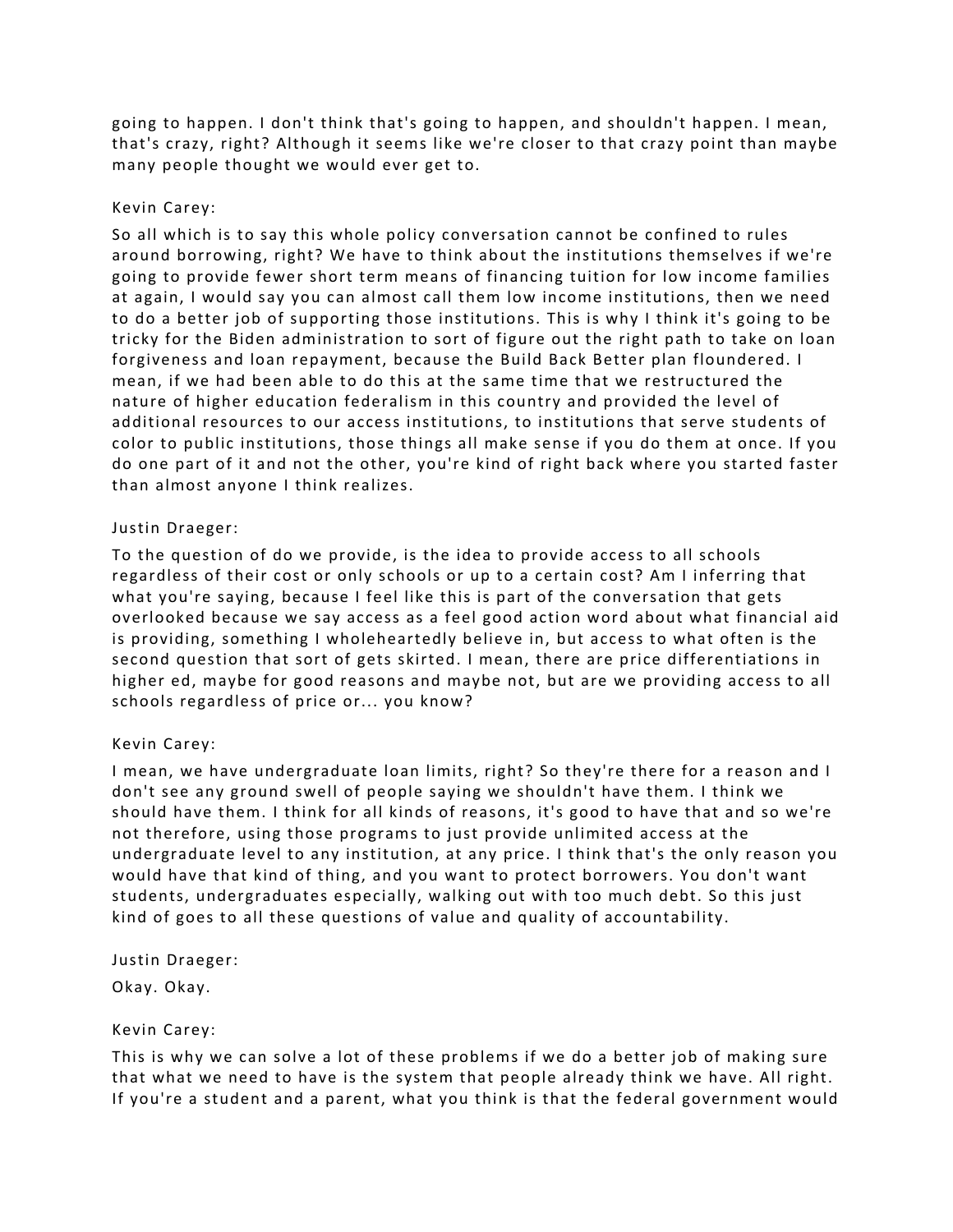going to happen. I don't think that's going to happen, and shouldn't happen. I mean, that's crazy, right? Although it seems like we're closer to that crazy point than maybe many people thought we would ever get to.

Kevin Carey:

So all which is to say this whole policy conversation cannot be confined to rules around borrowing, right? We have to think about the institutions themselves if we're going to provide fewer short term means of financing tuition for low income families at again, I would say you can almost call them low income institutions, then we need to do a better job of supporting those institutions. This is why I think it's going to be tricky for the Biden administration to sort of figure out the right path to take on loan forgiveness and loan repayment, because the Build Back Better plan floundered. I mean, if we had been able to do this at the same time that we restructured the nature of higher education federalism in this country and provided the level of additional resources to our access institutions, to institutions that serve students of color to public institutions, those things all make sense if you do them at once. If you do one part of it and not the other, you're kind of right back where you started faster than almost anyone I think realizes.

Justin Draeger:

To the question of do we provide, is the idea to provide access to all schools regardless of their cost or only schools or up to a certain cost? Am I inferring that what you're saying, because I feel like this is part of the conversation that gets overlooked because we say access as a feel good action word about what financial aid is providing, something I wholeheartedly believe in, but access to what often is the second question that sort of gets skirted. I mean, there are price differentiations in higher ed, maybe for good reasons and maybe not, but are we providing access to all schools regardless of price or... you know?

Kevin Carey:

I mean, we have undergraduate loan limits, right? So they're there for a reason and I don't see any ground swell of people saying we shouldn't have them. I think we should have them. I think for all kinds of reasons, it's good to have that and so we're not therefore, using those programs to just provide unlimited access at the undergraduate level to any institution, at any price. I think that's the only reason you would have that kind of thing, and you want to protect borrowers. You don't want students, undergraduates especially, walking out with too much debt. So this just kind of goes to all these questions of value and quality of accountability.

Justin Draeger:

Okay. Okay.

Kevin Carey:

This is why we can solve a lot of these problems if we do a better job of making sure that what we need to have is the system that people already think we have. All right. If you're a student and a parent, what you think is that the federal government would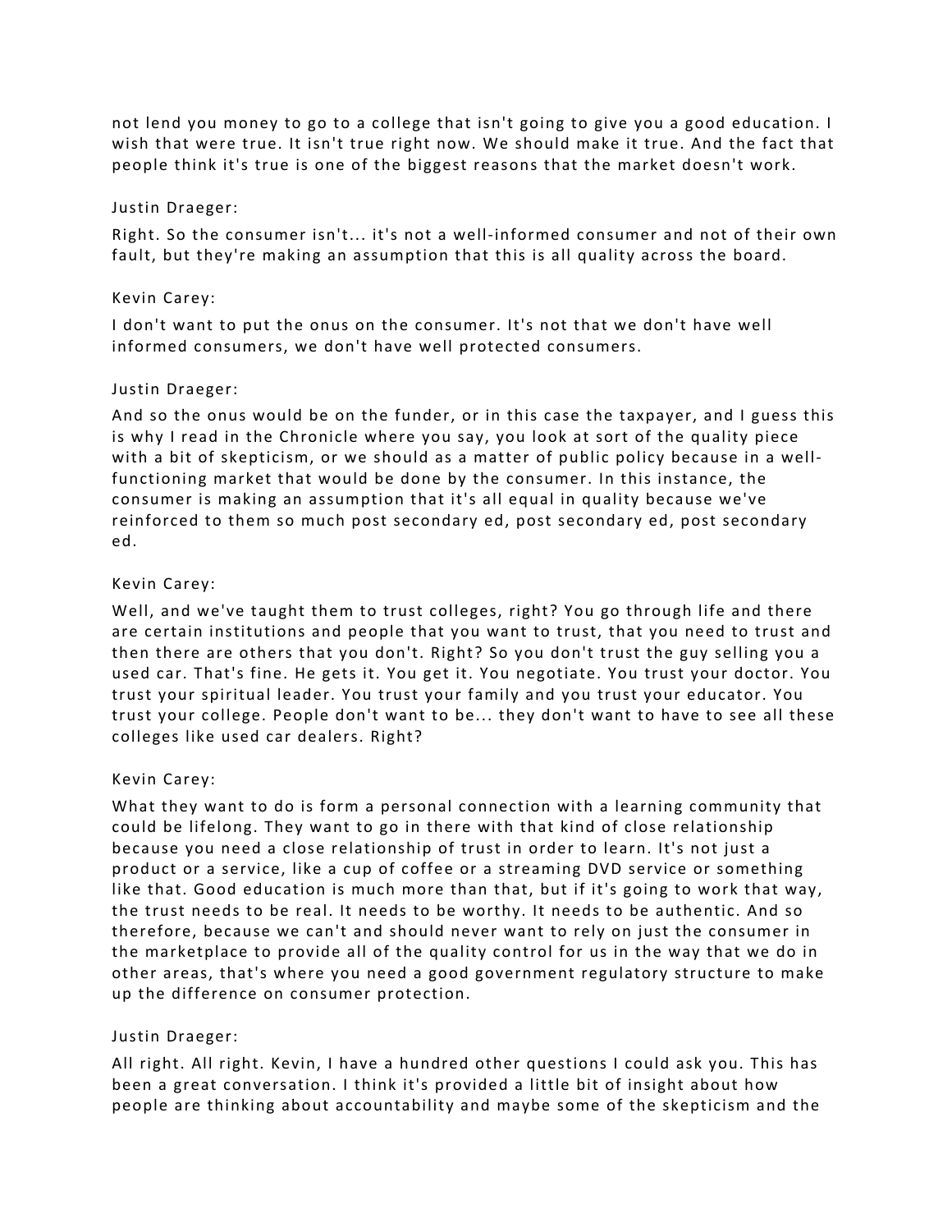not lend you money to go to a college that isn't going to give you a good education. I wish that were true. It isn't true right now. We should make it true. And the fact that people think it's true is one of the biggest reasons that the market doesn't work.

Justin Draeger:

Right. So the consumer isn't... it's not a well-informed consumer and not of their own fault, but they're making an assumption that this is all quality across the board.

Kevin Carey:

I don't want to put the onus on the consumer. It's not that we don't have well informed consumers, we don't have well protected consumers.

Justin Draeger:

And so the onus would be on the funder, or in this case the taxpayer, and I guess this is why I read in the Chronicle where you say, you look at sort of the quality piece with a bit of skepticism, or we should as a matter of public policy because in a well-functioning market that would be done by the consumer. In this instance, the consumer is making an assumption that it's all equal in quality because we've reinforced to them so much post secondary ed, post secondary ed, post secondary ed.

Kevin Carey:

Well, and we've taught them to trust colleges, right? You go through life and there are certain institutions and people that you want to trust, that you need to trust and then there are others that you don't. Right? So you don't trust the guy selling you a used car. That's fine. He gets it. You get it. You negotiate. You trust your doctor. You trust your spiritual leader. You trust your family and you trust your educator. You trust your college. People don't want to be... they don't want to have to see all these colleges like used car dealers. Right?

Kevin Carey:

What they want to do is form a personal connection with a learning community that could be lifelong. They want to go in there with that kind of close relationship because you need a close relationship of trust in order to learn. It's not just a product or a service, like a cup of coffee or a streaming DVD service or something like that. Good education is much more than that, but if it's going to work that way, the trust needs to be real. It needs to be worthy. It needs to be authentic. And so therefore, because we can't and should never want to rely on just the consumer in the marketplace to provide all of the quality control for us in the way that we do in other areas, that's where you need a good government regulatory structure to make up the difference on consumer protection.

Justin Draeger:

All right. All right. Kevin, I have a hundred other questions I could ask you. This has been a great conversation. I think it's provided a little bit of insight about how people are thinking about accountability and maybe some of the skepticism and the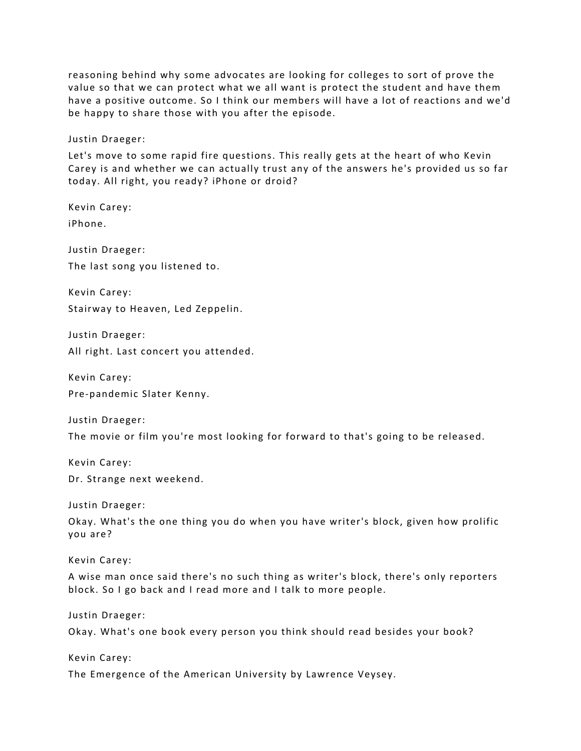reasoning behind why some advocates are looking for colleges to sort of prove the value so that we can protect what we all want is protect the student and have them have a positive outcome. So I think our members will have a lot of reactions and we'd be happy to share those with you after the episode.

Justin Draeger:

Let's move to some rapid fire questions. This really gets at the heart of who Kevin Carey is and whether we can actually trust any of the answers he's provided us so far today. All right, you ready? iPhone or droid?

Kevin Carey:

iPhone.

Justin Draeger:

The last song you listened to.

Kevin Carey:

Stairway to Heaven, Led Zeppelin.

Justin Draeger:

All right. Last concert you attended.

Kevin Carey:

Pre-pandemic Slater Kenny.

Justin Draeger:

The movie or film you're most looking for forward to that's going to be released.

Kevin Carey:

Dr. Strange next weekend.

Justin Draeger:

Okay. What's the one thing you do when you have writer's block, given how prolific you are?

Kevin Carey:

A wise man once said there's no such thing as writer's block, there's only reporters block. So I go back and I read more and I talk to more people.

Justin Draeger:

Okay. What's one book every person you think should read besides your book?

Kevin Carey:

The Emergence of the American University by Lawrence Veysey.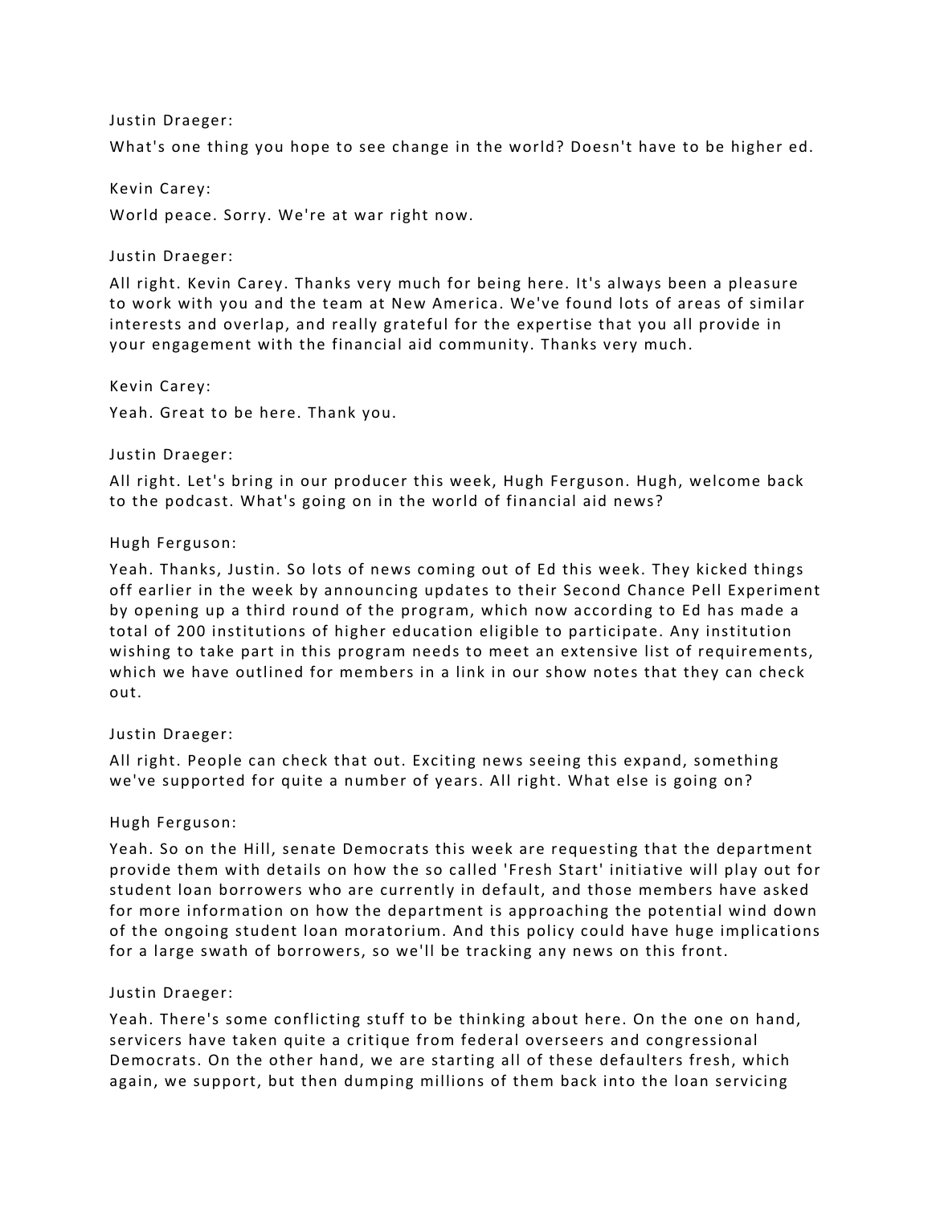Justin Draeger:

What's one thing you hope to see change in the world? Doesn't have to be higher ed.

Kevin Carey:

World peace. Sorry. We're at war right now.

Justin Draeger:

All right. Kevin Carey. Thanks very much for being here. It's always been a pleasure to work with you and the team at New America. We've found lots of areas of similar interests and overlap, and really grateful for the expertise that you all provide in your engagement with the financial aid community. Thanks very much.

Kevin Carey:

Yeah. Great to be here. Thank you.

Justin Draeger:

All right. Let's bring in our producer this week, Hugh Ferguson. Hugh, welcome back to the podcast. What's going on in the world of financial aid news?

Hugh Ferguson:

Yeah. Thanks, Justin. So lots of news coming out of Ed this week. They kicked things off earlier in the week by announcing updates to their Second Chance Pell Experiment by opening up a third round of the program, which now according to Ed has made a total of 200 institutions of higher education eligible to participate. Any institution wishing to take part in this program needs to meet an extensive list of requirements, which we have outlined for members in a link in our show notes that they can check out.

Justin Draeger:

All right. People can check that out. Exciting news seeing this expand, something we've supported for quite a number of years. All right. What else is going on?

Hugh Ferguson:

Yeah. So on the Hill, senate Democrats this week are requesting that the department provide them with details on how the so called 'Fresh Start' initiative will play out for student loan borrowers who are currently in default, and those members have asked for more information on how the department is approaching the potential wind down of the ongoing student loan moratorium. And this policy could have huge implications for a large swath of borrowers, so we'll be tracking any news on this front.

Justin Draeger:

Yeah. There's some conflicting stuff to be thinking about here. On the one on hand, servicers have taken quite a critique from federal overseers and congressional Democrats. On the other hand, we are starting all of these defaulters fresh, which again, we support, but then dumping millions of them back into the loan servicing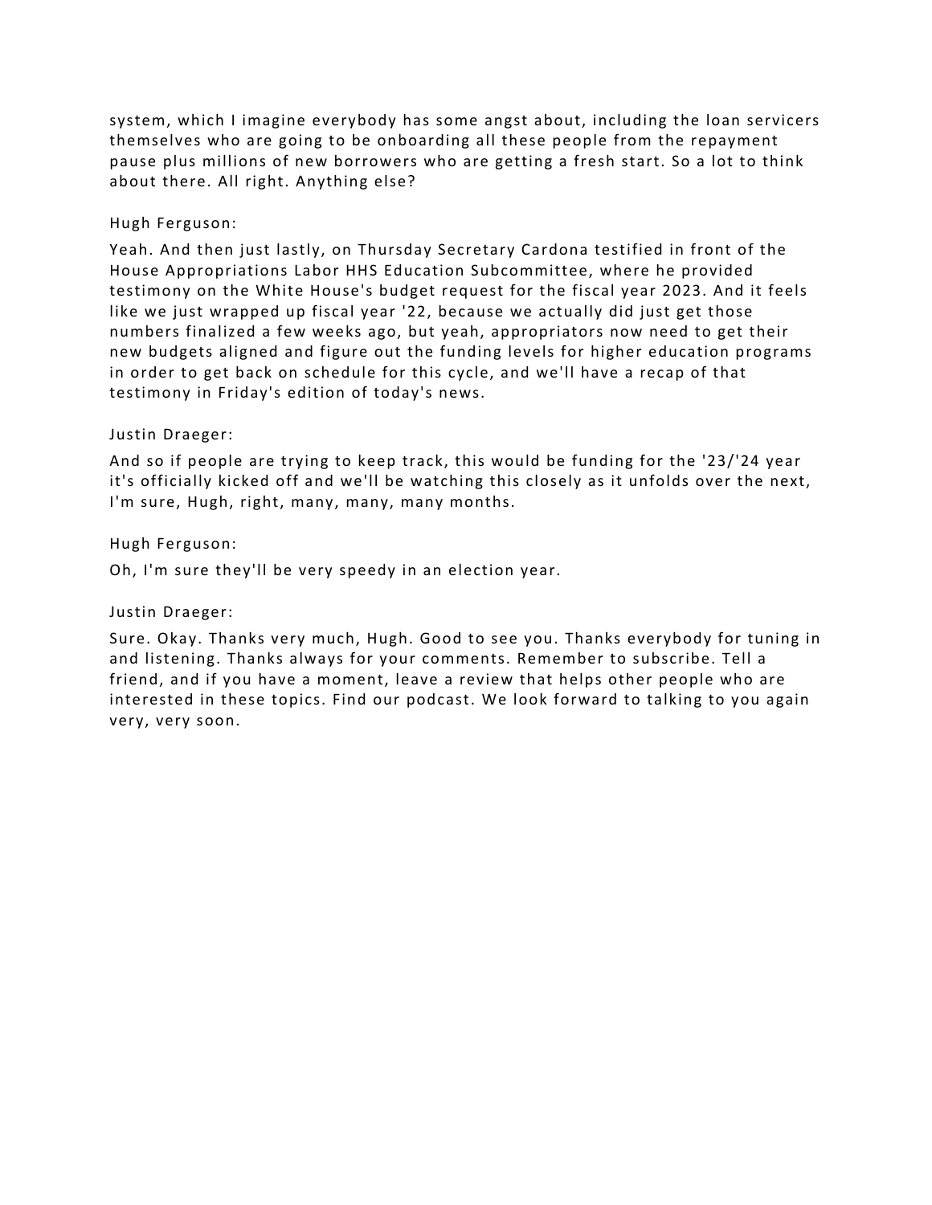system, which I imagine everybody has some angst about, including the loan servicers themselves who are going to be onboarding all these people from the repayment pause plus millions of new borrowers who are getting a fresh start. So a lot to think about there. All right. Anything else?

Hugh Ferguson:

Yeah. And then just lastly, on Thursday Secretary Cardona testified in front of the House Appropriations Labor HHS Education Subcommittee, where he provided testimony on the White House's budget request for the fiscal year 2023. And it feels like we just wrapped up fiscal year '22, because we actually did just get those numbers finalized a few weeks ago, but yeah, appropriators now need to get their new budgets aligned and figure out the funding levels for higher education programs in order to get back on schedule for this cycle, and we'll have a recap of that testimony in Friday's edition of today's news.

Justin Draeger:

And so if people are trying to keep track, this would be funding for the '23/'24 year it's officially kicked off and we'll be watching this closely as it unfolds over the next, I'm sure, Hugh, right, many, many, many months.

Hugh Ferguson:

Oh, I'm sure they'll be very speedy in an election year.

Justin Draeger:

Sure. Okay. Thanks very much, Hugh. Good to see you. Thanks everybody for tuning in and listening. Thanks always for your comments. Remember to subscribe. Tell a friend, and if you have a moment, leave a review that helps other people who are interested in these topics. Find our podcast. We look forward to talking to you again very, very soon.